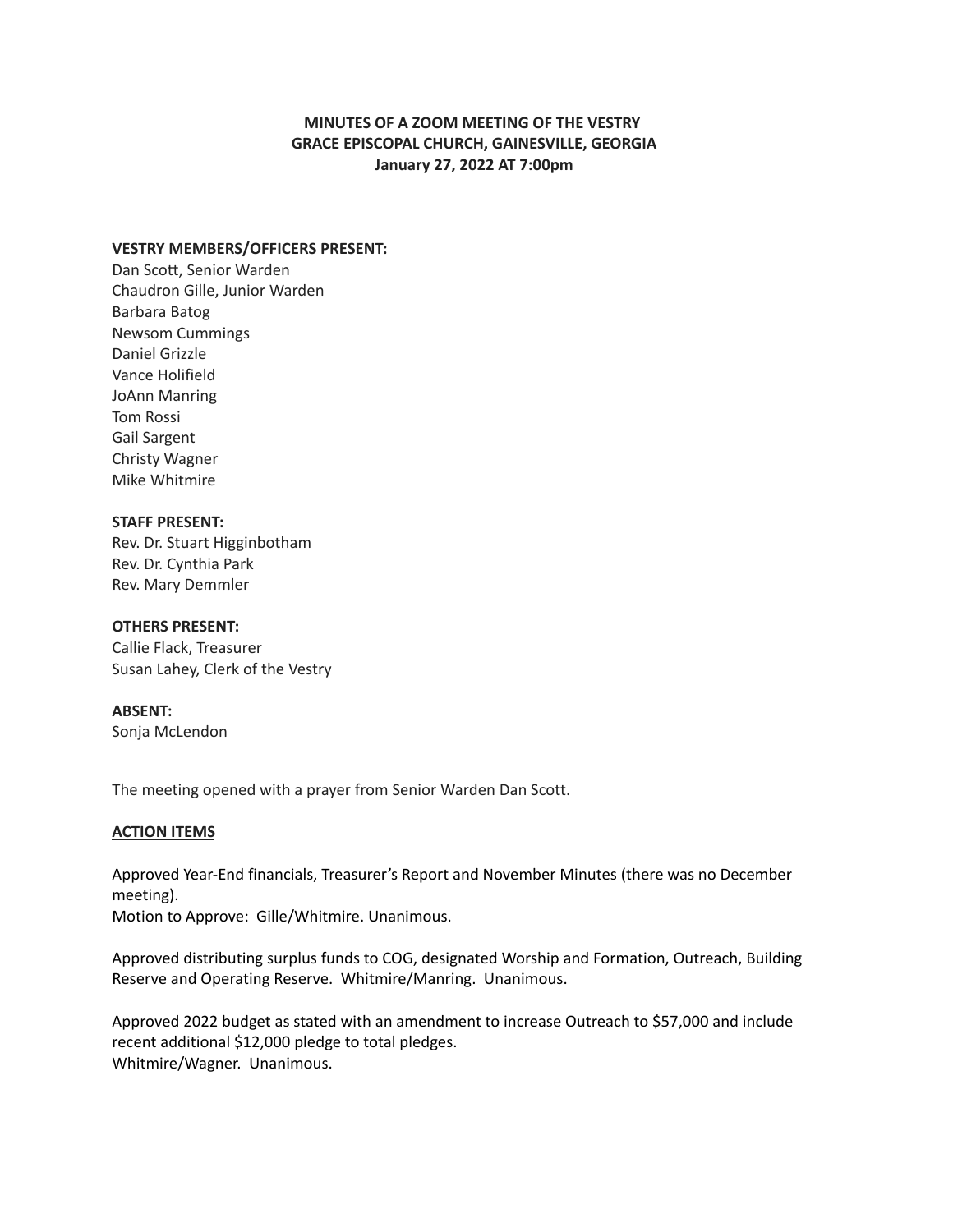**MINUTES OF A ZOOM MEETING OF THE VESTRY**
**GRACE EPISCOPAL CHURCH, GAINESVILLE, GEORGIA**
**January 27, 2022 AT 7:00pm**

**VESTRY MEMBERS/OFFICERS PRESENT:**
Dan Scott, Senior Warden
Chaudron Gille, Junior Warden
Barbara Batog
Newsom Cummings
Daniel Grizzle
Vance Holifield
JoAnn Manring
Tom Rossi
Gail Sargent
Christy Wagner
Mike Whitmire

**STAFF PRESENT:**
Rev. Dr. Stuart Higginbotham
Rev. Dr. Cynthia Park
Rev. Mary Demmler

**OTHERS PRESENT:**
Callie Flack, Treasurer
Susan Lahey, Clerk of the Vestry

**ABSENT:**
Sonja McLendon

The meeting opened with a prayer from Senior Warden Dan Scott.

**ACTION ITEMS**

Approved Year-End financials, Treasurer's Report and November Minutes (there was no December meeting).
Motion to Approve: Gille/Whitmire. Unanimous.

Approved distributing surplus funds to COG, designated Worship and Formation, Outreach, Building Reserve and Operating Reserve. Whitmire/Manring. Unanimous.

Approved 2022 budget as stated with an amendment to increase Outreach to $57,000 and include recent additional $12,000 pledge to total pledges.
Whitmire/Wagner. Unanimous.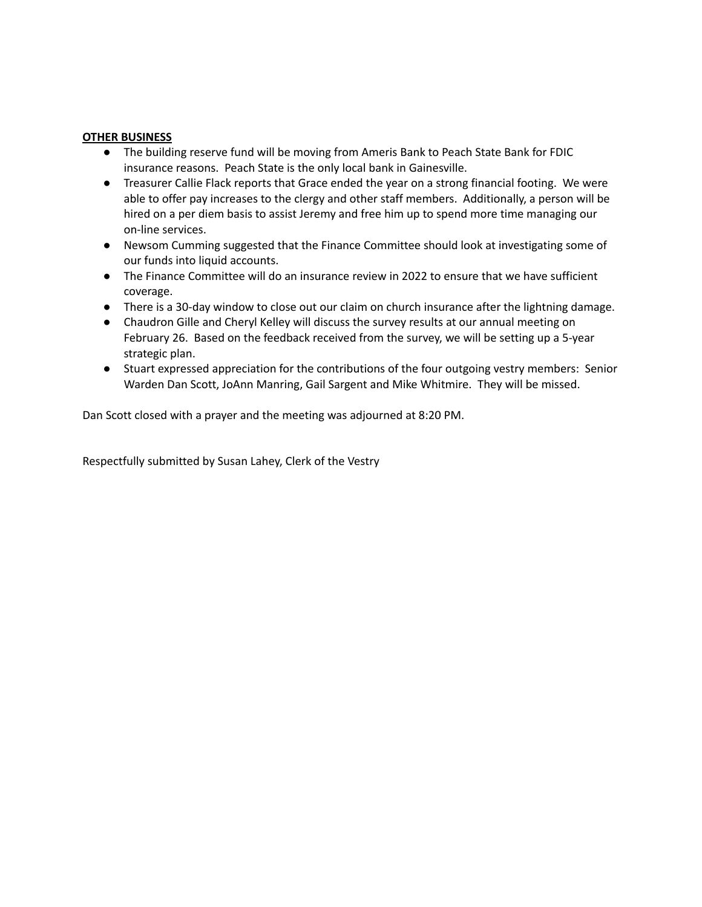**OTHER BUSINESS**

- The building reserve fund will be moving from Ameris Bank to Peach State Bank for FDIC insurance reasons. Peach State is the only local bank in Gainesville.
- Treasurer Callie Flack reports that Grace ended the year on a strong financial footing. We were able to offer pay increases to the clergy and other staff members. Additionally, a person will be hired on a per diem basis to assist Jeremy and free him up to spend more time managing our on-line services.
- Newsom Cumming suggested that the Finance Committee should look at investigating some of our funds into liquid accounts.
- The Finance Committee will do an insurance review in 2022 to ensure that we have sufficient coverage.
- There is a 30-day window to close out our claim on church insurance after the lightning damage.
- Chaudron Gille and Cheryl Kelley will discuss the survey results at our annual meeting on February 26. Based on the feedback received from the survey, we will be setting up a 5-year strategic plan.
- Stuart expressed appreciation for the contributions of the four outgoing vestry members: Senior Warden Dan Scott, JoAnn Manring, Gail Sargent and Mike Whitmire. They will be missed.

Dan Scott closed with a prayer and the meeting was adjourned at 8:20 PM.

Respectfully submitted by Susan Lahey, Clerk of the Vestry